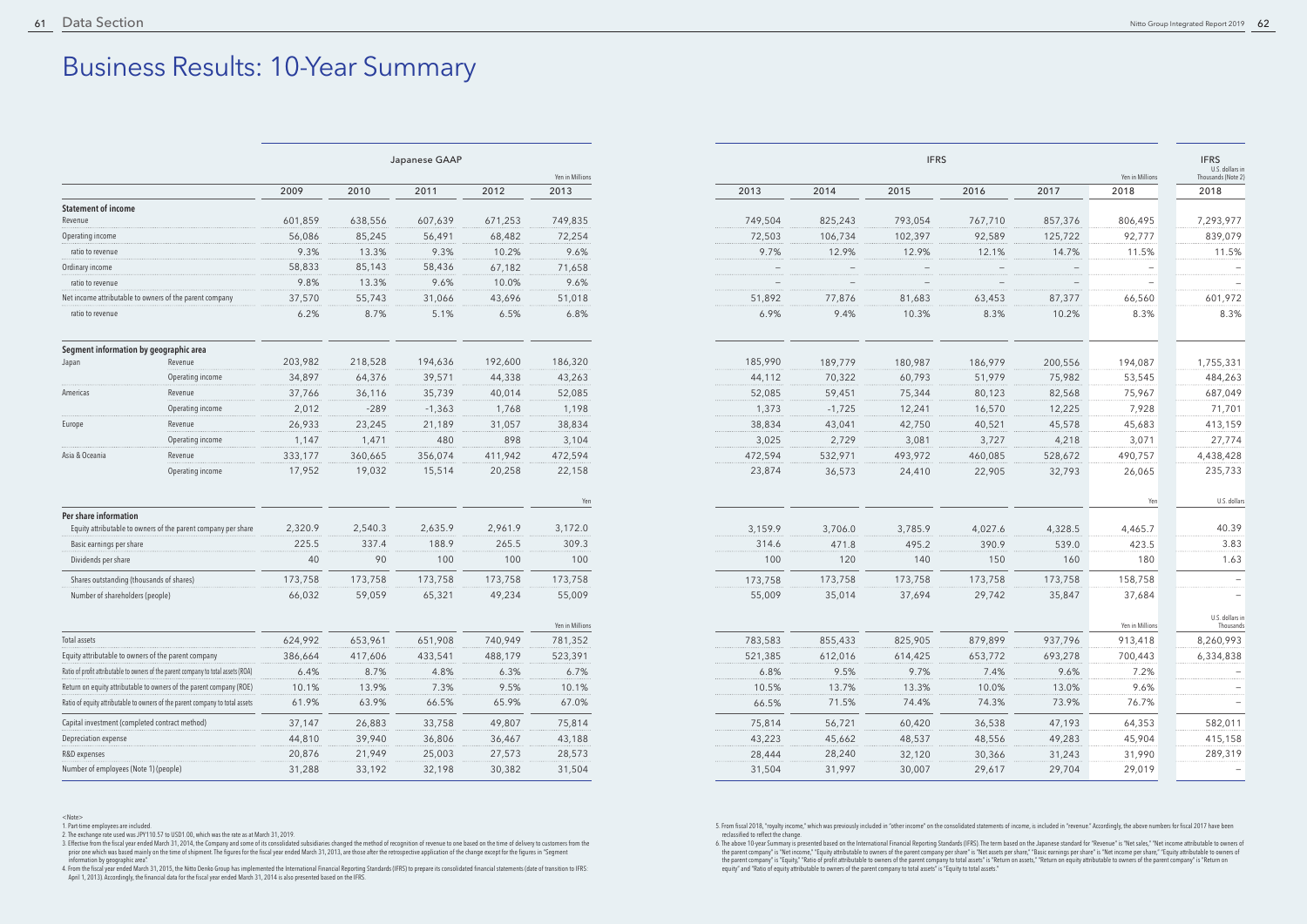# Business Results: 10-Year Summary

| | | Japanese GAAP | | | | | IFRS | | | | | | IFRS |
|---|---|---|---|---|---|---|---|---|---|---|---|---|---|
| | | | | | | Yen in Millions | | | | | | Yen in Millions | U.S. dollars in Thousands (Note 2) |
| | | 2009 | 2010 | 2011 | 2012 | 2013 | 2013 | 2014 | 2015 | 2016 | 2017 | 2018 | 2018 |
| **Statement of income** | | | | | | | | | | | | | |
| Revenue | | 601,859 | 638,556 | 607,639 | 671,253 | 749,835 | 749,504 | 825,243 | 793,054 | 767,710 | 857,376 | 806,495 | 7,293,977 |
| Operating income | | 56,086 | 85,245 | 56,491 | 68,482 | 72,254 | 72,503 | 106,734 | 102,397 | 92,589 | 125,722 | 92,777 | 839,079 |
| ratio to revenue | | 9.3% | 13.3% | 9.3% | 10.2% | 9.6% | 9.7% | 12.9% | 12.9% | 12.1% | 14.7% | 11.5% | 11.5% |
| Ordinary income | | 58,833 | 85,143 | 58,436 | 67,182 | 71,658 | – | – | – | – | – | – | – |
| ratio to revenue | | 9.8% | 13.3% | 9.6% | 10.0% | 9.6% | – | – | – | – | – | – | – |
| Net income attributable to owners of the parent company | | 37,570 | 55,743 | 31,066 | 43,696 | 51,018 | 51,892 | 77,876 | 81,683 | 63,453 | 87,377 | 66,560 | 601,972 |
| ratio to revenue | | 6.2% | 8.7% | 5.1% | 6.5% | 6.8% | 6.9% | 9.4% | 10.3% | 8.3% | 10.2% | 8.3% | 8.3% |
| **Segment information by geographic area** | | | | | | | | | | | | | |
| Japan | Revenue | 203,982 | 218,528 | 194,636 | 192,600 | 186,320 | 185,990 | 189,779 | 180,987 | 186,979 | 200,556 | 194,087 | 1,755,331 |
| | Operating income | 34,897 | 64,376 | 39,571 | 44,338 | 43,263 | 44,112 | 70,322 | 60,793 | 51,979 | 75,982 | 53,545 | 484,263 |
| Americas | Revenue | 37,766 | 36,116 | 35,739 | 40,014 | 52,085 | 52,085 | 59,451 | 75,344 | 80,123 | 82,568 | 75,967 | 687,049 |
| | Operating income | 2,012 | -289 | -1,363 | 1,768 | 1,198 | 1,373 | -1,725 | 12,241 | 16,570 | 12,225 | 7,928 | 71,701 |
| Europe | Revenue | 26,933 | 23,245 | 21,189 | 31,057 | 38,834 | 38,834 | 43,041 | 42,750 | 40,521 | 45,578 | 45,683 | 413,159 |
| | Operating income | 1,147 | 1,471 | 480 | 898 | 3,104 | 3,025 | 2,729 | 3,081 | 3,727 | 4,218 | 3,071 | 27,774 |
| Asia & Oceania | Revenue | 333,177 | 360,665 | 356,074 | 411,942 | 472,594 | 472,594 | 532,971 | 493,972 | 460,085 | 528,672 | 490,757 | 4,438,428 |
| | Operating income | 17,952 | 19,032 | 15,514 | 20,258 | 22,158 | 23,874 | 36,573 | 24,410 | 22,905 | 32,793 | 26,065 | 235,733 |
| | | | | | | Yen | | | | | | Yen | U.S. dollars |
| **Per share information** | | | | | | | | | | | | | |
| Equity attributable to owners of the parent company per share | | 2,320.9 | 2,540.3 | 2,635.9 | 2,961.9 | 3,172.0 | 3,159.9 | 3,706.0 | 3,785.9 | 4,027.6 | 4,328.5 | 4,465.7 | 40.39 |
| Basic earnings per share | | 225.5 | 337.4 | 188.9 | 265.5 | 309.3 | 314.6 | 471.8 | 495.2 | 390.9 | 539.0 | 423.5 | 3.83 |
| Dividends per share | | 40 | 90 | 100 | 100 | 100 | 100 | 120 | 140 | 150 | 160 | 180 | 1.63 |
| Shares outstanding (thousands of shares) | | 173,758 | 173,758 | 173,758 | 173,758 | 173,758 | 173,758 | 173,758 | 173,758 | 173,758 | 173,758 | 158,758 | – |
| Number of shareholders (people) | | 66,032 | 59,059 | 65,321 | 49,234 | 55,009 | 55,009 | 35,014 | 37,694 | 29,742 | 35,847 | 37,684 | – |
| | | | | | | Yen in Millions | | | | | | Yen in Millions | U.S. dollars in Thousands |
| Total assets | | 624,992 | 653,961 | 651,908 | 740,949 | 781,352 | 783,583 | 855,433 | 825,905 | 879,899 | 937,796 | 913,418 | 8,260,993 |
| Equity attributable to owners of the parent company | | 386,664 | 417,606 | 433,541 | 488,179 | 523,391 | 521,385 | 612,016 | 614,425 | 653,772 | 693,278 | 700,443 | 6,334,838 |
| Ratio of profit attributable to owners of the parent company to total assets (ROA) | | 6.4% | 8.7% | 4.8% | 6.3% | 6.7% | 6.8% | 9.5% | 9.7% | 7.4% | 9.6% | 7.2% | – |
| Return on equity attributable to owners of the parent company (ROE) | | 10.1% | 13.9% | 7.3% | 9.5% | 10.1% | 10.5% | 13.7% | 13.3% | 10.0% | 13.0% | 9.6% | – |
| Ratio of equity attributable to owners of the parent company to total assets | | 61.9% | 63.9% | 66.5% | 65.9% | 67.0% | 66.5% | 71.5% | 74.4% | 74.3% | 73.9% | 76.7% | – |
| Capital investment (completed contract method) | | 37,147 | 26,883 | 33,758 | 49,807 | 75,814 | 75,814 | 56,721 | 60,420 | 36,538 | 47,193 | 64,353 | 582,011 |
| Depreciation expense | | 44,810 | 39,940 | 36,806 | 36,467 | 43,188 | 43,223 | 45,662 | 48,537 | 48,556 | 49,283 | 45,904 | 415,158 |
| R&D expenses | | 20,876 | 21,949 | 25,003 | 27,573 | 28,573 | 28,444 | 28,240 | 32,120 | 30,366 | 31,243 | 31,990 | 289,319 |
| Number of employees (Note 1) (people) | | 31,288 | 33,192 | 32,198 | 30,382 | 31,504 | 31,504 | 31,997 | 30,007 | 29,617 | 29,704 | 29,019 | – |

<Note>

1. Part-time employees are included.
2. The exchange rate used was JPY110.57 to USD1.00, which was the rate as at March 31, 2019.
3. Effective from the fiscal year ended March 31, 2014, the Company and some of its consolidated subsidiaries changed the method of recognition of revenue to one based on the time of delivery to customers from the prior one which was based mainly on the time of shipment. The figures for the fiscal year ended March 31, 2013, are those after the retrospective application of the change except for the figures in "Segment information by geographic area".
4. From the fiscal year ended March 31, 2015, the Nitto Denko Group has implemented the International Financial Reporting Standards (IFRS) to prepare its consolidated financial statements (date of transition to IFRS: April 1, 2013). Accordingly, the financial data for the fiscal year ended March 31, 2014 is also presented based on the IFRS.
5. From fiscal 2018, "royalty income," which was previously included in "other income" on the consolidated statements of income, is included in "revenue." Accordingly, the above numbers for fiscal 2017 have been reclassified to reflect the change.
6. The above 10-year Summary is presented based on the International Financial Reporting Standards (IFRS). The term based on the Japanese standard for "Revenue" is "Net sales," "Net income attributable to owners of the parent company" is "Net income," "Equity attributable to owners of the parent company per share" is "Net assets per share," "Basic earnings per share" is "Net income per share," "Equity attributable to owners of the parent company" is "Equity," "Ratio of profit attributable to owners of the parent company to total assets" is "Return on assets," "Return on equity attributable to owners of the parent company" is "Return on equity" and "Ratio of equity attributable to owners of the parent company to total assets" is "Equity to total assets."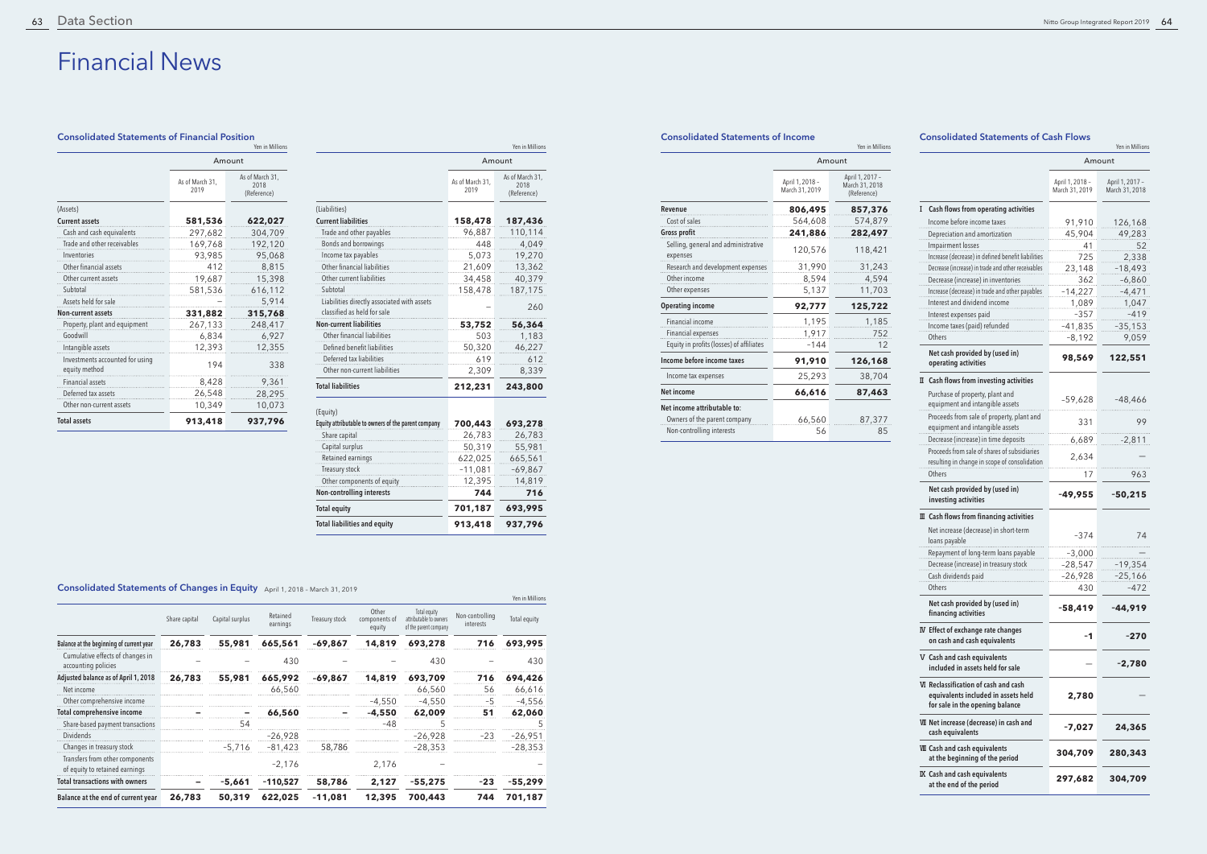# Financial News

### Consolidated Statements of Financial Position

Yen in Millions

| | As of March 31, 2019 | As of March 31, 2018 (Reference) |
|---|---|---|
| (Assets) | | |
| **Current assets** | **581,536** | **622,027** |
| Cash and cash equivalents | 297,682 | 304,709 |
| Trade and other receivables | 169,768 | 192,120 |
| Inventories | 93,985 | 95,068 |
| Other financial assets | 412 | 8,815 |
| Other current assets | 19,687 | 15,398 |
| Subtotal | 581,536 | 616,112 |
| Assets held for sale | – | 5,914 |
| **Non-current assets** | **331,882** | **315,768** |
| Property, plant and equipment | 267,133 | 248,417 |
| Goodwill | 6,834 | 6,927 |
| Intangible assets | 12,393 | 12,355 |
| Investments accounted for using equity method | 194 | 338 |
| Financial assets | 8,428 | 9,361 |
| Deferred tax assets | 26,548 | 28,295 |
| Other non-current assets | 10,349 | 10,073 |
| **Total assets** | **913,418** | **937,796** |

Yen in Millions

| | As of March 31, 2019 | As of March 31, 2018 (Reference) |
|---|---|---|
| (Liabilities) | | |
| **Current liabilities** | **158,478** | **187,436** |
| Trade and other payables | 96,887 | 110,114 |
| Bonds and borrowings | 448 | 4,049 |
| Income tax payables | 5,073 | 19,270 |
| Other financial liabilities | 21,609 | 13,362 |
| Other current liabilities | 34,458 | 40,379 |
| Subtotal | 158,478 | 187,175 |
| Liabilities directly associated with assets classified as held for sale | – | 260 |
| **Non-current liabilities** | **53,752** | **56,364** |
| Other financial liabilities | 503 | 1,183 |
| Defined benefit liabilities | 50,320 | 46,227 |
| Deferred tax liabilities | 619 | 612 |
| Other non-current liabilities | 2,309 | 8,339 |
| **Total liabilities** | **212,231** | **243,800** |
| (Equity) | | |
| **Equity attributable to owners of the parent company** | **700,443** | **693,278** |
| Share capital | 26,783 | 26,783 |
| Capital surplus | 50,319 | 55,981 |
| Retained earnings | 622,025 | 665,561 |
| Treasury stock | -11,081 | -69,867 |
| Other components of equity | 12,395 | 14,819 |
| **Non-controlling interests** | **744** | **716** |
| **Total equity** | **701,187** | **693,995** |
| **Total liabilities and equity** | **913,418** | **937,796** |

### Consolidated Statements of Changes in Equity April 1, 2018 - March 31, 2019

Yen in Millions

| | Share capital | Capital surplus | Retained earnings | Treasury stock | Other components of equity | Total equity attributable to owners of the parent company | Non-controlling interests | Total equity |
|---|---|---|---|---|---|---|---|---|
| **Balance at the beginning of current year** | **26,783** | **55,981** | **665,561** | **-69,867** | **14,819** | **693,278** | **716** | **693,995** |
| Cumulative effects of changes in accounting policies | – | – | 430 | – | – | 430 | – | 430 |
| **Adjusted balance as of April 1, 2018** | **26,783** | **55,981** | **665,992** | **-69,867** | **14,819** | **693,709** | **716** | **694,426** |
| Net income | | | 66,560 | | | 66,560 | 56 | 66,616 |
| Other comprehensive income | | | | | -4,550 | -4,550 | -5 | -4,556 |
| **Total comprehensive income** | **–** | **–** | **66,560** | **–** | **-4,550** | **62,009** | **51** | **62,060** |
| Share-based payment transactions | | 54 | | | -48 | 5 | | 5 |
| Dividends | | | -26,928 | | | -26,928 | -23 | -26,951 |
| Changes in treasury stock | | -5,716 | -81,423 | 58,786 | | -28,353 | | -28,353 |
| Transfers from other components of equity to retained earnings | | | -2,176 | | 2,176 | – | | – |
| **Total transactions with owners** | **–** | **-5,661** | **-110,527** | **58,786** | **2,127** | **-55,275** | **-23** | **-55,299** |
| **Balance at the end of current year** | **26,783** | **50,319** | **622,025** | **-11,081** | **12,395** | **700,443** | **744** | **701,187** |

### Consolidated Statements of Income

Yen in Millions

| | April 1, 2018 – March 31, 2019 | April 1, 2017 – March 31, 2018 (Reference) |
|---|---|---|
| **Revenue** | **806,495** | **857,376** |
| Cost of sales | 564,608 | 574,879 |
| **Gross profit** | **241,886** | **282,497** |
| Selling, general and administrative expenses | 120,576 | 118,421 |
| Research and development expenses | 31,990 | 31,243 |
| Other income | 8,594 | 4,594 |
| Other expenses | 5,137 | 11,703 |
| **Operating income** | **92,777** | **125,722** |
| Financial income | 1,195 | 1,185 |
| Financial expenses | 1,917 | 752 |
| Equity in profits (losses) of affiliates | -144 | 12 |
| **Income before income taxes** | **91,910** | **126,168** |
| Income tax expenses | 25,293 | 38,704 |
| **Net income** | **66,616** | **87,463** |
| **Net income attributable to:** | | |
| Owners of the parent company | 66,560 | 87,377 |
| Non-controlling interests | 56 | 85 |

### Consolidated Statements of Cash Flows

Yen in Millions

| | April 1, 2018 – March 31, 2019 | April 1, 2017 – March 31, 2018 |
|---|---|---|
| **Ⅰ Cash flows from operating activities** | | |
| Income before income taxes | 91,910 | 126,168 |
| Depreciation and amortization | 45,904 | 49,283 |
| Impairment losses | 41 | 52 |
| Increase (decrease) in defined benefit liabilities | 725 | 2,338 |
| Decrease (increase) in trade and other receivables | 23,148 | -18,493 |
| Decrease (increase) in inventories | 362 | -6,860 |
| Increase (decrease) in trade and other payables | -14,227 | -4,471 |
| Interest and dividend income | 1,089 | 1,047 |
| Interest expenses paid | -357 | -419 |
| Income taxes (paid) refunded | -41,835 | -35,153 |
| Others | -8,192 | 9,059 |
| **Net cash provided by (used in) operating activities** | **98,569** | **122,551** |
| **Ⅱ Cash flows from investing activities** | | |
| Purchase of property, plant and equipment and intangible assets | -59,628 | -48,466 |
| Proceeds from sale of property, plant and equipment and intangible assets | 331 | 99 |
| Decrease (increase) in time deposits | 6,689 | -2,811 |
| Proceeds from sale of shares of subsidiaries resulting in change in scope of consolidation | 2,634 | – |
| Others | 17 | 963 |
| **Net cash provided by (used in) investing activities** | **-49,955** | **-50,215** |
| **Ⅲ Cash flows from financing activities** | | |
| Net increase (decrease) in short-term loans payable | -374 | 74 |
| Repayment of long-term loans payable | -3,000 | – |
| Decrease (increase) in treasury stock | -28,547 | -19,354 |
| Cash dividends paid | -26,928 | -25,166 |
| Others | 430 | -472 |
| **Net cash provided by (used in) financing activities** | **-58,419** | **-44,919** |
| **Ⅳ Effect of exchange rate changes on cash and cash equivalents** | **-1** | **-270** |
| **Ⅴ Cash and cash equivalents included in assets held for sale** | **–** | **-2,780** |
| **Ⅵ Reclassification of cash and cash equivalents included in assets held for sale in the opening balance** | **2,780** | **–** |
| **Ⅶ Net increase (decrease) in cash and cash equivalents** | **-7,027** | **24,365** |
| **Ⅷ Cash and cash equivalents at the beginning of the period** | **304,709** | **280,343** |
| **Ⅸ Cash and cash equivalents at the end of the period** | **297,682** | **304,709** |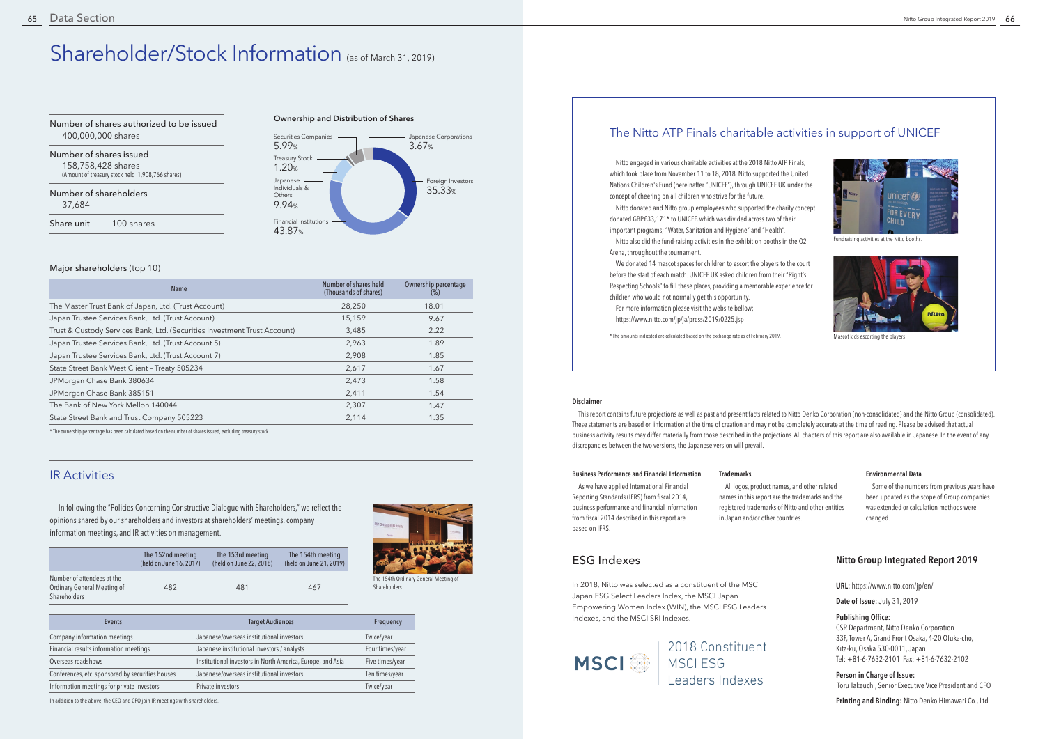# Shareholder/Stock Information (as of March 31, 2019)

Number of shares authorized to be issued
400,000,000 shares

Number of shares issued
158,758,428 shares
(Amount of treasury stock held 1,908,766 shares)

Number of shareholders
37,684

Share unit 100 shares

### Ownership and Distribution of Shares

Securities Companies 5.99%
Treasury Stock 1.20%
Japanese Individuals & Others 9.94%
Financial Institutions 43.87%
Japanese Corporations 3.67%
Foreign Investors 35.33%

### Major shareholders (top 10)

| Name | Number of shares held (Thousands of shares) | Ownership percentage (%) |
|---|---|---|
| The Master Trust Bank of Japan, Ltd. (Trust Account) | 28,250 | 18.01 |
| Japan Trustee Services Bank, Ltd. (Trust Account) | 15,159 | 9.67 |
| Trust & Custody Services Bank, Ltd. (Securities Investment Trust Account) | 3,485 | 2.22 |
| Japan Trustee Services Bank, Ltd. (Trust Account 5) | 2,963 | 1.89 |
| Japan Trustee Services Bank, Ltd. (Trust Account 7) | 2,908 | 1.85 |
| State Street Bank West Client – Treaty 505234 | 2,617 | 1.67 |
| JPMorgan Chase Bank 380634 | 2,473 | 1.58 |
| JPMorgan Chase Bank 385151 | 2,411 | 1.54 |
| The Bank of New York Mellon 140044 | 2,307 | 1.47 |
| State Street Bank and Trust Company 505223 | 2,114 | 1.35 |

* The ownership percentage has been calculated based on the number of shares issued, excluding treasury stock.

## IR Activities

In following the "Policies Concerning Constructive Dialogue with Shareholders," we reflect the opinions shared by our shareholders and investors at shareholders' meetings, company information meetings, and IR activities on management.

| | The 152nd meeting (held on June 16, 2017) | The 153rd meeting (held on June 22, 2018) | The 154th meeting (held on June 21, 2019) |
|---|---|---|---|
| Number of attendees at the Ordinary General Meeting of Shareholders | 482 | 481 | 467 |

The 154th Ordinary General Meeting of Shareholders

| Events | Target Audiences | Frequency |
|---|---|---|
| Company information meetings | Japanese/overseas institutional investors | Twice/year |
| Financial results information meetings | Japanese institutional investors / analysts | Four times/year |
| Overseas roadshows | Institutional investors in North America, Europe, and Asia | Five times/year |
| Conferences, etc. sponsored by securities houses | Japanese/overseas institutional investors | Ten times/year |
| Information meetings for private investors | Private investors | Twice/year |

In addition to the above, the CEO and CFO join IR meetings with shareholders.

## The Nitto ATP Finals charitable activities in support of UNICEF

Nitto engaged in various charitable activities at the 2018 Nitto ATP Finals, which took place from November 11 to 18, 2018. Nitto supported the United Nations Children's Fund (hereinafter "UNICEF"), through UNICEF UK under the concept of cheering on all children who strive for the future.

Nitto donated and Nitto group employees who supported the charity concept donated GBP£33,171* to UNICEF, which was divided across two of their important programs; "Water, Sanitation and Hygiene" and "Health".

Nitto also did the fund-raising activities in the exhibition booths in the O2 Arena, throughout the tournament.

We donated 14 mascot spaces for children to escort the players to the court before the start of each match. UNICEF UK asked children from their "Right's Respecting Schools" to fill these places, providing a memorable experience for children who would not normally get this opportunity.

For more information please visit the website bellow;
https://www.nitto.com/jp/ja/press/2019/0225.jsp

* The amounts indicated are calculated based on the exchange rate as of February 2019.

Fundraising activities at the Nitto booths.

Mascot kids escorting the players

#### Disclaimer

This report contains future projections as well as past and present facts related to Nitto Denko Corporation (non-consolidated) and the Nitto Group (consolidated). These statements are based on information at the time of creation and may not be completely accurate at the time of reading. Please be advised that actual business activity results may differ materially from those described in the projections. All chapters of this report are also available in Japanese. In the event of any discrepancies between the two versions, the Japanese version will prevail.

#### Business Performance and Financial Information

As we have applied International Financial Reporting Standards (IFRS) from fiscal 2014, business performance and financial information from fiscal 2014 described in this report are based on IFRS.

#### Trademarks

All logos, product names, and other related names in this report are the trademarks and the registered trademarks of Nitto and other entities in Japan and/or other countries.

#### Environmental Data

Some of the numbers from previous years have been updated as the scope of Group companies was extended or calculation methods were changed.

## ESG Indexes

In 2018, Nitto was selected as a constituent of the MSCI Japan ESG Select Leaders Index, the MSCI Japan Empowering Women Index (WIN), the MSCI ESG Leaders Indexes, and the MSCI SRI Indexes.

MSCI 2018 Constituent MSCI ESG Leaders Indexes

### Nitto Group Integrated Report 2019

**URL:** https://www.nitto.com/jp/en/

**Date of Issue:** July 31, 2019

**Publishing Office:**
CSR Department, Nitto Denko Corporation
33F, Tower A, Grand Front Osaka, 4-20 Ofuka-cho, Kita-ku, Osaka 530-0011, Japan
Tel: +81-6-7632-2101 Fax: +81-6-7632-2102

**Person in Charge of Issue:**
Toru Takeuchi, Senior Executive Vice President and CFO

**Printing and Binding:** Nitto Denko Himawari Co., Ltd.